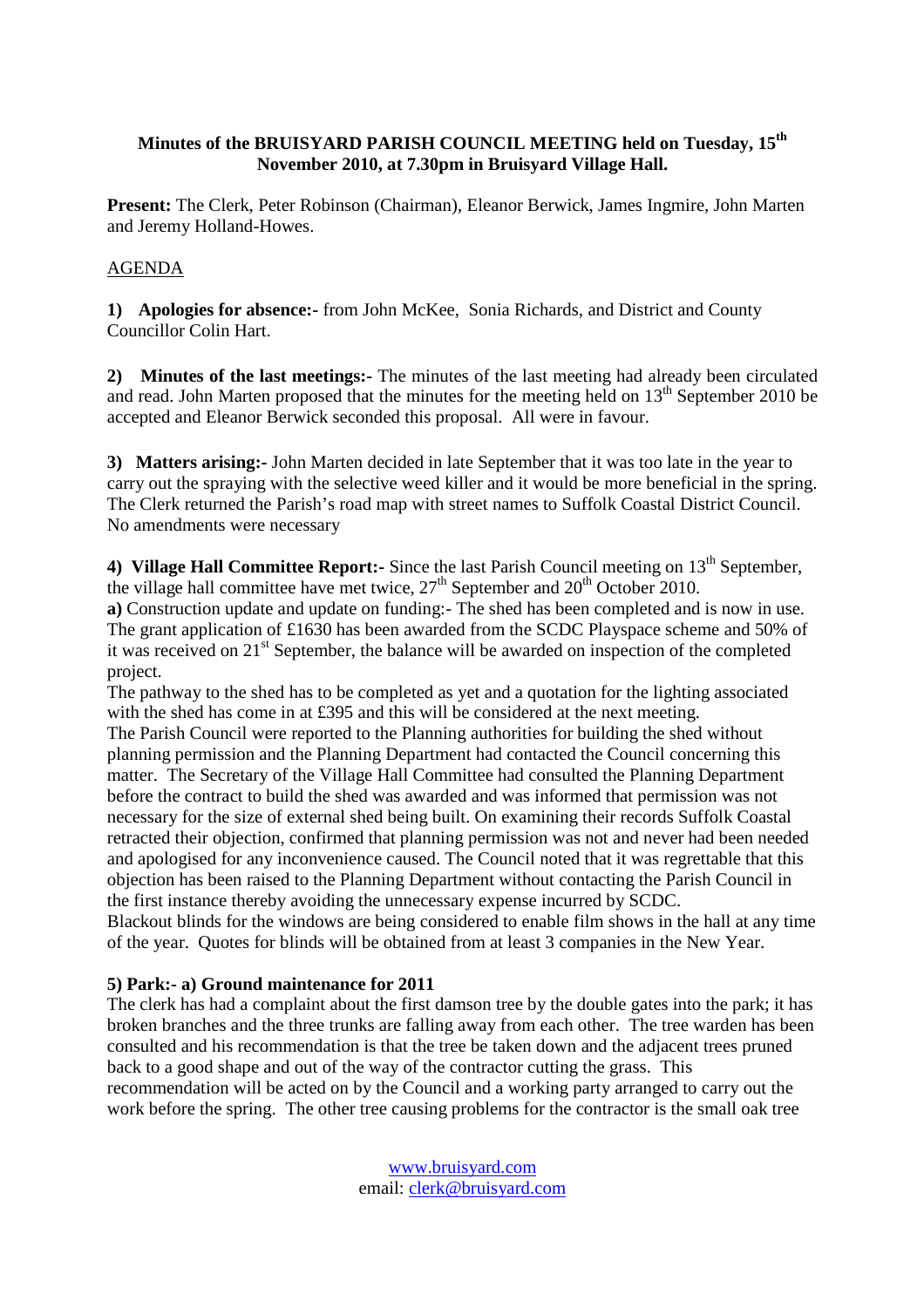**Minutes of the BRUISYARD PARISH COUNCIL MEETING held on Tuesday, 15th November 2010, at 7.30pm in Bruisyard Village Hall.**

**Present:** The Clerk, Peter Robinson (Chairman), Eleanor Berwick, James Ingmire, John Marten and Jeremy Holland-Howes.

AGENDA

**1) Apologies for absence:-** from John McKee, Sonia Richards, and District and County Councillor Colin Hart.

**2) Minutes of the last meetings:-** The minutes of the last meeting had already been circulated and read. John Marten proposed that the minutes for the meeting held on 13th September 2010 be accepted and Eleanor Berwick seconded this proposal. All were in favour.

**3) Matters arising:-** John Marten decided in late September that it was too late in the year to carry out the spraying with the selective weed killer and it would be more beneficial in the spring. The Clerk returned the Parish's road map with street names to Suffolk Coastal District Council. No amendments were necessary

**4) Village Hall Committee Report:-** Since the last Parish Council meeting on 13th September, the village hall committee have met twice, 27th September and 20th October 2010.

**a)** Construction update and update on funding:- The shed has been completed and is now in use. The grant application of £1630 has been awarded from the SCDC Playspace scheme and 50% of it was received on 21st September, the balance will be awarded on inspection of the completed project.

The pathway to the shed has to be completed as yet and a quotation for the lighting associated with the shed has come in at £395 and this will be considered at the next meeting.

The Parish Council were reported to the Planning authorities for building the shed without planning permission and the Planning Department had contacted the Council concerning this matter. The Secretary of the Village Hall Committee had consulted the Planning Department before the contract to build the shed was awarded and was informed that permission was not necessary for the size of external shed being built. On examining their records Suffolk Coastal retracted their objection, confirmed that planning permission was not and never had been needed and apologised for any inconvenience caused. The Council noted that it was regrettable that this objection has been raised to the Planning Department without contacting the Parish Council in the first instance thereby avoiding the unnecessary expense incurred by SCDC.

Blackout blinds for the windows are being considered to enable film shows in the hall at any time of the year. Quotes for blinds will be obtained from at least 3 companies in the New Year.

**5) Park:- a) Ground maintenance for 2011**

The clerk has had a complaint about the first damson tree by the double gates into the park; it has broken branches and the three trunks are falling away from each other. The tree warden has been consulted and his recommendation is that the tree be taken down and the adjacent trees pruned back to a good shape and out of the way of the contractor cutting the grass. This recommendation will be acted on by the Council and a working party arranged to carry out the work before the spring. The other tree causing problems for the contractor is the small oak tree

www.bruisyard.com
email: clerk@bruisyard.com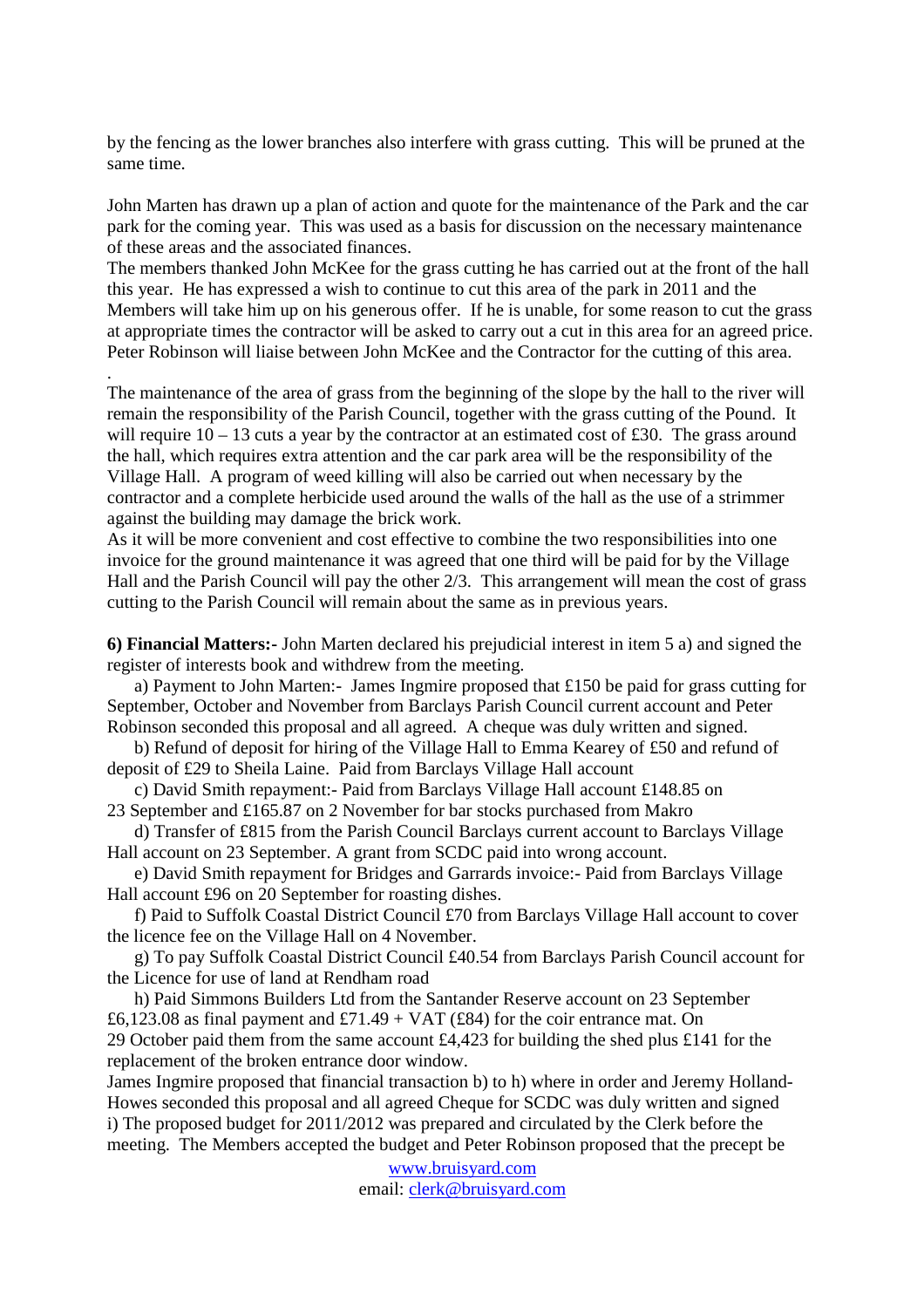by the fencing as the lower branches also interfere with grass cutting. This will be pruned at the same time.

John Marten has drawn up a plan of action and quote for the maintenance of the Park and the car park for the coming year. This was used as a basis for discussion on the necessary maintenance of these areas and the associated finances.

The members thanked John McKee for the grass cutting he has carried out at the front of the hall this year. He has expressed a wish to continue to cut this area of the park in 2011 and the Members will take him up on his generous offer. If he is unable, for some reason to cut the grass at appropriate times the contractor will be asked to carry out a cut in this area for an agreed price. Peter Robinson will liaise between John McKee and the Contractor for the cutting of this area.

.

The maintenance of the area of grass from the beginning of the slope by the hall to the river will remain the responsibility of the Parish Council, together with the grass cutting of the Pound. It will require 10 – 13 cuts a year by the contractor at an estimated cost of £30. The grass around the hall, which requires extra attention and the car park area will be the responsibility of the Village Hall. A program of weed killing will also be carried out when necessary by the contractor and a complete herbicide used around the walls of the hall as the use of a strimmer against the building may damage the brick work.

As it will be more convenient and cost effective to combine the two responsibilities into one invoice for the ground maintenance it was agreed that one third will be paid for by the Village Hall and the Parish Council will pay the other 2/3. This arrangement will mean the cost of grass cutting to the Parish Council will remain about the same as in previous years.

**6) Financial Matters:-** John Marten declared his prejudicial interest in item 5 a) and signed the register of interests book and withdrew from the meeting.

a) Payment to John Marten:- James Ingmire proposed that £150 be paid for grass cutting for September, October and November from Barclays Parish Council current account and Peter Robinson seconded this proposal and all agreed. A cheque was duly written and signed.

b) Refund of deposit for hiring of the Village Hall to Emma Kearey of £50 and refund of deposit of £29 to Sheila Laine. Paid from Barclays Village Hall account

c) David Smith repayment:- Paid from Barclays Village Hall account £148.85 on 23 September and £165.87 on 2 November for bar stocks purchased from Makro

d) Transfer of £815 from the Parish Council Barclays current account to Barclays Village Hall account on 23 September. A grant from SCDC paid into wrong account.

e) David Smith repayment for Bridges and Garrards invoice:- Paid from Barclays Village Hall account £96 on 20 September for roasting dishes.

f) Paid to Suffolk Coastal District Council £70 from Barclays Village Hall account to cover the licence fee on the Village Hall on 4 November.

g) To pay Suffolk Coastal District Council £40.54 from Barclays Parish Council account for the Licence for use of land at Rendham road

h) Paid Simmons Builders Ltd from the Santander Reserve account on 23 September £6,123.08 as final payment and £71.49 + VAT (£84) for the coir entrance mat. On 29 October paid them from the same account £4,423 for building the shed plus £141 for the replacement of the broken entrance door window.

James Ingmire proposed that financial transaction b) to h) where in order and Jeremy Holland-Howes seconded this proposal and all agreed Cheque for SCDC was duly written and signed

i) The proposed budget for 2011/2012 was prepared and circulated by the Clerk before the meeting. The Members accepted the budget and Peter Robinson proposed that the precept be

www.bruisyard.com
email: clerk@bruisyard.com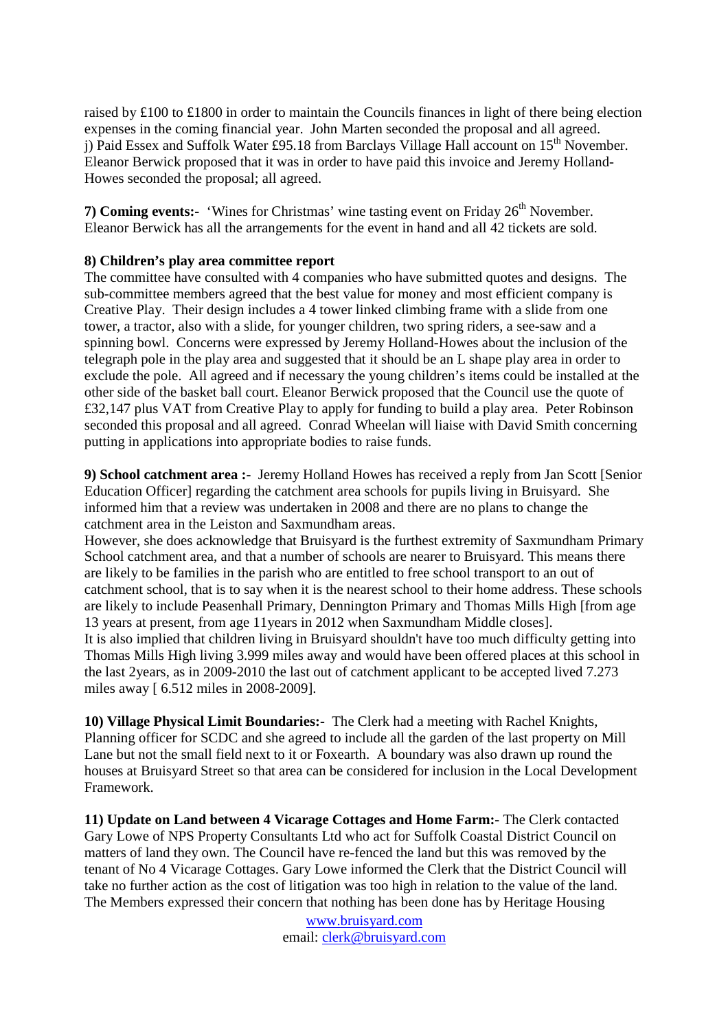raised by £100 to £1800 in order to maintain the Councils finances in light of there being election expenses in the coming financial year. John Marten seconded the proposal and all agreed.
j) Paid Essex and Suffolk Water £95.18 from Barclays Village Hall account on 15th November. Eleanor Berwick proposed that it was in order to have paid this invoice and Jeremy Holland-Howes seconded the proposal; all agreed.

**7) Coming events:-** 'Wines for Christmas' wine tasting event on Friday 26th November. Eleanor Berwick has all the arrangements for the event in hand and all 42 tickets are sold.

**8) Children's play area committee report**
The committee have consulted with 4 companies who have submitted quotes and designs. The sub-committee members agreed that the best value for money and most efficient company is Creative Play. Their design includes a 4 tower linked climbing frame with a slide from one tower, a tractor, also with a slide, for younger children, two spring riders, a see-saw and a spinning bowl. Concerns were expressed by Jeremy Holland-Howes about the inclusion of the telegraph pole in the play area and suggested that it should be an L shape play area in order to exclude the pole. All agreed and if necessary the young children's items could be installed at the other side of the basket ball court. Eleanor Berwick proposed that the Council use the quote of £32,147 plus VAT from Creative Play to apply for funding to build a play area. Peter Robinson seconded this proposal and all agreed. Conrad Wheelan will liaise with David Smith concerning putting in applications into appropriate bodies to raise funds.

**9) School catchment area :-** Jeremy Holland Howes has received a reply from Jan Scott [Senior Education Officer] regarding the catchment area schools for pupils living in Bruisyard. She informed him that a review was undertaken in 2008 and there are no plans to change the catchment area in the Leiston and Saxmundham areas.
However, she does acknowledge that Bruisyard is the furthest extremity of Saxmundham Primary School catchment area, and that a number of schools are nearer to Bruisyard. This means there are likely to be families in the parish who are entitled to free school transport to an out of catchment school, that is to say when it is the nearest school to their home address. These schools are likely to include Peasenhall Primary, Dennington Primary and Thomas Mills High [from age 13 years at present, from age 11years in 2012 when Saxmundham Middle closes].
It is also implied that children living in Bruisyard shouldn't have too much difficulty getting into Thomas Mills High living 3.999 miles away and would have been offered places at this school in the last 2years, as in 2009-2010 the last out of catchment applicant to be accepted lived 7.273 miles away [ 6.512 miles in 2008-2009].

**10) Village Physical Limit Boundaries:-** The Clerk had a meeting with Rachel Knights, Planning officer for SCDC and she agreed to include all the garden of the last property on Mill Lane but not the small field next to it or Foxearth. A boundary was also drawn up round the houses at Bruisyard Street so that area can be considered for inclusion in the Local Development Framework.

**11) Update on Land between 4 Vicarage Cottages and Home Farm:-** The Clerk contacted Gary Lowe of NPS Property Consultants Ltd who act for Suffolk Coastal District Council on matters of land they own. The Council have re-fenced the land but this was removed by the tenant of No 4 Vicarage Cottages. Gary Lowe informed the Clerk that the District Council will take no further action as the cost of litigation was too high in relation to the value of the land. The Members expressed their concern that nothing has been done has by Heritage Housing

www.bruisyard.com
email: clerk@bruisyard.com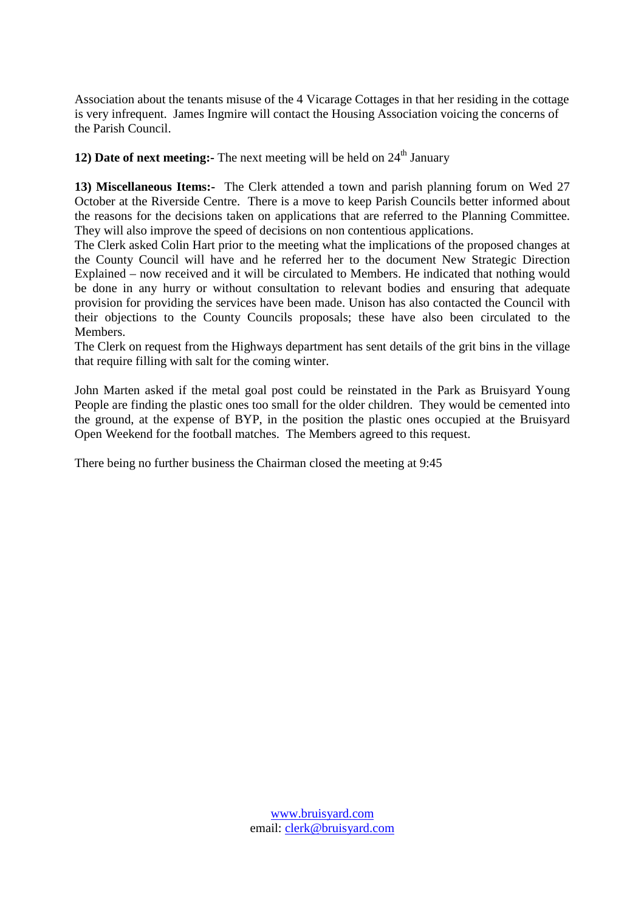Association about the tenants misuse of the 4 Vicarage Cottages in that her residing in the cottage is very infrequent. James Ingmire will contact the Housing Association voicing the concerns of the Parish Council.

**12) Date of next meeting:-** The next meeting will be held on 24th January

**13) Miscellaneous Items:-** The Clerk attended a town and parish planning forum on Wed 27 October at the Riverside Centre. There is a move to keep Parish Councils better informed about the reasons for the decisions taken on applications that are referred to the Planning Committee. They will also improve the speed of decisions on non contentious applications.

The Clerk asked Colin Hart prior to the meeting what the implications of the proposed changes at the County Council will have and he referred her to the document New Strategic Direction Explained – now received and it will be circulated to Members. He indicated that nothing would be done in any hurry or without consultation to relevant bodies and ensuring that adequate provision for providing the services have been made. Unison has also contacted the Council with their objections to the County Councils proposals; these have also been circulated to the Members.

The Clerk on request from the Highways department has sent details of the grit bins in the village that require filling with salt for the coming winter.

John Marten asked if the metal goal post could be reinstated in the Park as Bruisyard Young People are finding the plastic ones too small for the older children. They would be cemented into the ground, at the expense of BYP, in the position the plastic ones occupied at the Bruisyard Open Weekend for the football matches. The Members agreed to this request.

There being no further business the Chairman closed the meeting at 9:45